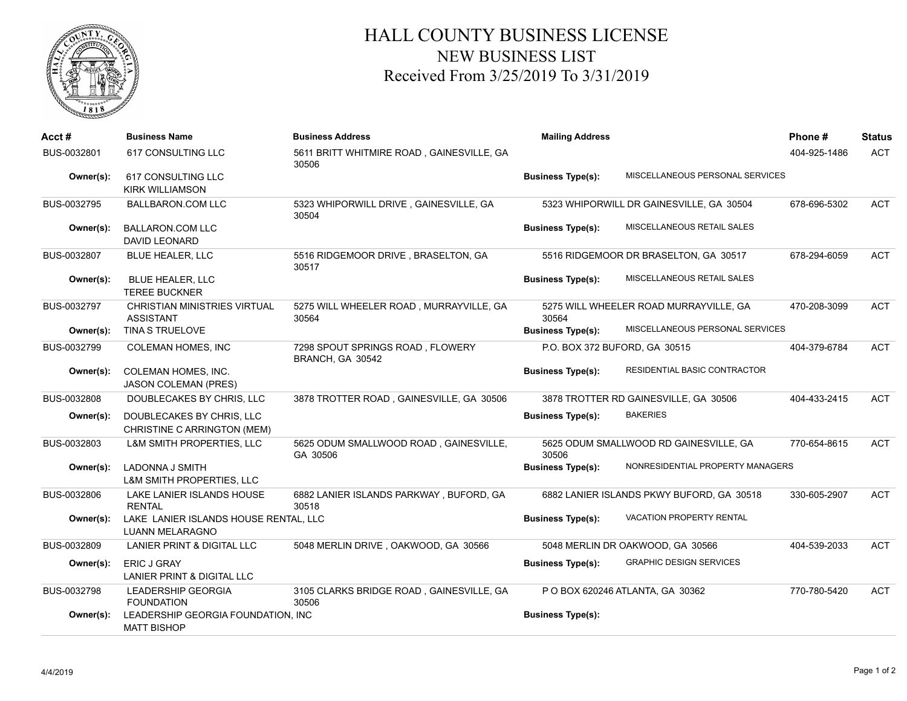# HALL COUNTY BUSINESS LICENSE
## NEW BUSINESS LIST
### Received From 3/25/2019 To 3/31/2019

| Acct # | Business Name | Business Address | Mailing Address | Business Type(s) | Phone # | Status |
|---|---|---|---|---|---|---|
| BUS-0032801 | 617 CONSULTING LLC | 5611 BRITT WHITMIRE ROAD , GAINESVILLE, GA 30506 | | MISCELLANEOUS PERSONAL SERVICES | 404-925-1486 | ACT |
| Owner(s): | 617 CONSULTING LLC<br>KIRK WILLIAMSON | | | | | |
| BUS-0032795 | BALLBARON.COM LLC | 5323 WHIPORWILL DRIVE , GAINESVILLE, GA 30504 | 5323 WHIPORWILL DR GAINESVILLE, GA 30504 | MISCELLANEOUS RETAIL SALES | 678-696-5302 | ACT |
| Owner(s): | BALLARON.COM LLC<br>DAVID LEONARD | | | | | |
| BUS-0032807 | BLUE HEALER, LLC | 5516 RIDGEMOOR DRIVE , BRASELTON, GA 30517 | 5516 RIDGEMOOR DR BRASELTON, GA 30517 | MISCELLANEOUS RETAIL SALES | 678-294-6059 | ACT |
| Owner(s): | BLUE HEALER, LLC<br>TEREE BUCKNER | | | | | |
| BUS-0032797 | CHRISTIAN MINISTRIES VIRTUAL ASSISTANT | 5275 WILL WHEELER ROAD , MURRAYVILLE, GA 30564 | 5275 WILL WHEELER ROAD MURRAYVILLE, GA 30564 | MISCELLANEOUS PERSONAL SERVICES | 470-208-3099 | ACT |
| Owner(s): | TINA S TRUELOVE | | | | | |
| BUS-0032799 | COLEMAN HOMES, INC | 7298 SPOUT SPRINGS ROAD , FLOWERY BRANCH, GA 30542 | P.O. BOX 372 BUFORD, GA 30515 | RESIDENTIAL BASIC CONTRACTOR | 404-379-6784 | ACT |
| Owner(s): | COLEMAN HOMES, INC.<br>JASON COLEMAN (PRES) | | | | | |
| BUS-0032808 | DOUBLECAKES BY CHRIS, LLC | 3878 TROTTER ROAD , GAINESVILLE, GA 30506 | 3878 TROTTER RD GAINESVILLE, GA 30506 | BAKERIES | 404-433-2415 | ACT |
| Owner(s): | DOUBLECAKES BY CHRIS, LLC<br>CHRISTINE C ARRINGTON (MEM) | | | | | |
| BUS-0032803 | L&M SMITH PROPERTIES, LLC | 5625 ODUM SMALLWOOD ROAD , GAINESVILLE, GA 30506 | 5625 ODUM SMALLWOOD RD GAINESVILLE, GA 30506 | NONRESIDENTIAL PROPERTY MANAGERS | 770-654-8615 | ACT |
| Owner(s): | LADONNA J SMITH<br>L&M SMITH PROPERTIES, LLC | | | | | |
| BUS-0032806 | LAKE LANIER ISLANDS HOUSE RENTAL | 6882 LANIER ISLANDS PARKWAY , BUFORD, GA 30518 | 6882 LANIER ISLANDS PKWY BUFORD, GA 30518 | VACATION PROPERTY RENTAL | 330-605-2907 | ACT |
| Owner(s): | LAKE LANIER ISLANDS HOUSE RENTAL, LLC<br>LUANN MELARAGNO | | | | | |
| BUS-0032809 | LANIER PRINT & DIGITAL LLC | 5048 MERLIN DRIVE , OAKWOOD, GA 30566 | 5048 MERLIN DR OAKWOOD, GA 30566 | GRAPHIC DESIGN SERVICES | 404-539-2033 | ACT |
| Owner(s): | ERIC J GRAY<br>LANIER PRINT & DIGITAL LLC | | | | | |
| BUS-0032798 | LEADERSHIP GEORGIA FOUNDATION | 3105 CLARKS BRIDGE ROAD , GAINESVILLE, GA 30506 | P O BOX 620246 ATLANTA, GA 30362 | | 770-780-5420 | ACT |
| Owner(s): | LEADERSHIP GEORGIA FOUNDATION, INC<br>MATT BISHOP | | | | | |

4/4/2019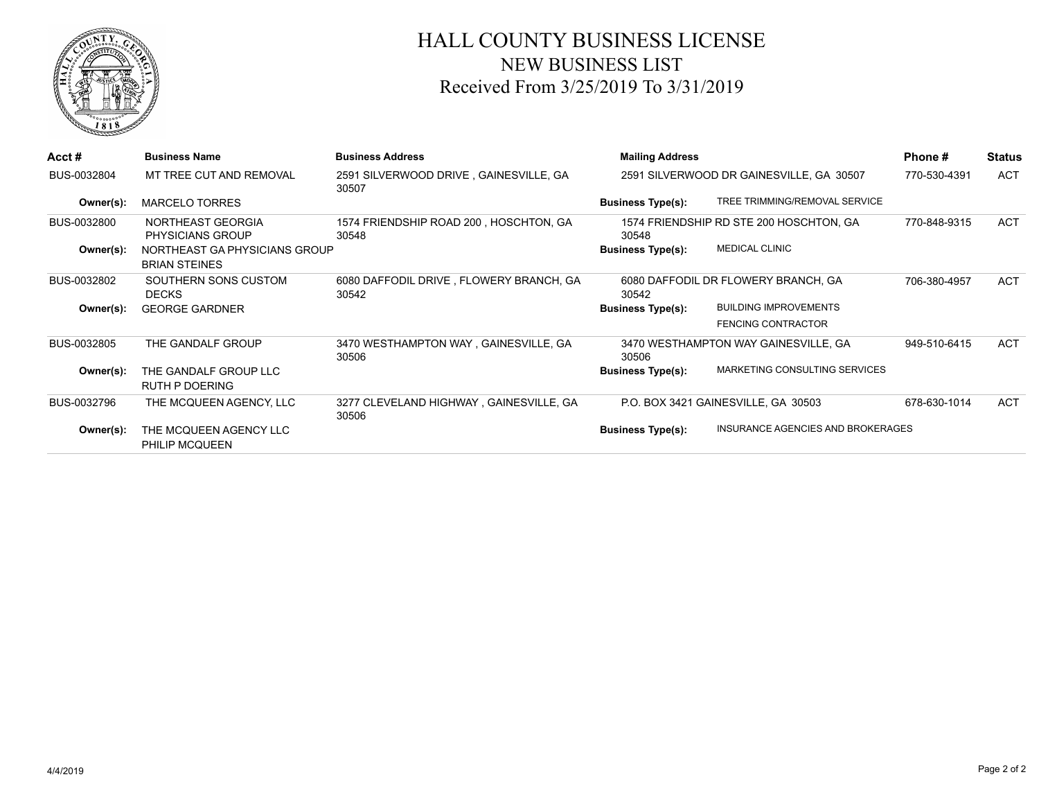# HALL COUNTY BUSINESS LICENSE
## NEW BUSINESS LIST
## Received From 3/25/2019 To 3/31/2019

| Acct # | Business Name | Business Address | Mailing Address | | Phone # | Status |
|---|---|---|---|---|---|---|
| BUS-0032804 | MT TREE CUT AND REMOVAL | 2591 SILVERWOOD DRIVE , GAINESVILLE, GA 30507 | 2591 SILVERWOOD DR GAINESVILLE, GA 30507 | | 770-530-4391 | ACT |
| **Owner(s):** | MARCELO TORRES | | **Business Type(s):** | TREE TRIMMING/REMOVAL SERVICE | | |
| BUS-0032800 | NORTHEAST GEORGIA PHYSICIANS GROUP | 1574 FRIENDSHIP ROAD 200 , HOSCHTON, GA 30548 | 1574 FRIENDSHIP RD STE 200 HOSCHTON, GA 30548 | | 770-848-9315 | ACT |
| **Owner(s):** | NORTHEAST GA PHYSICIANS GROUP<br>BRIAN STEINES | | **Business Type(s):** | MEDICAL CLINIC | | |
| BUS-0032802 | SOUTHERN SONS CUSTOM DECKS | 6080 DAFFODIL DRIVE , FLOWERY BRANCH, GA 30542 | 6080 DAFFODIL DR FLOWERY BRANCH, GA 30542 | | 706-380-4957 | ACT |
| **Owner(s):** | GEORGE GARDNER | | **Business Type(s):** | BUILDING IMPROVEMENTS<br>FENCING CONTRACTOR | | |
| BUS-0032805 | THE GANDALF GROUP | 3470 WESTHAMPTON WAY , GAINESVILLE, GA 30506 | 3470 WESTHAMPTON WAY GAINESVILLE, GA 30506 | | 949-510-6415 | ACT |
| **Owner(s):** | THE GANDALF GROUP LLC<br>RUTH P DOERING | | **Business Type(s):** | MARKETING CONSULTING SERVICES | | |
| BUS-0032796 | THE MCQUEEN AGENCY, LLC | 3277 CLEVELAND HIGHWAY , GAINESVILLE, GA 30506 | P.O. BOX 3421 GAINESVILLE, GA 30503 | | 678-630-1014 | ACT |
| **Owner(s):** | THE MCQUEEN AGENCY LLC<br>PHILIP MCQUEEN | | **Business Type(s):** | INSURANCE AGENCIES AND BROKERAGES | | |

4/4/2019